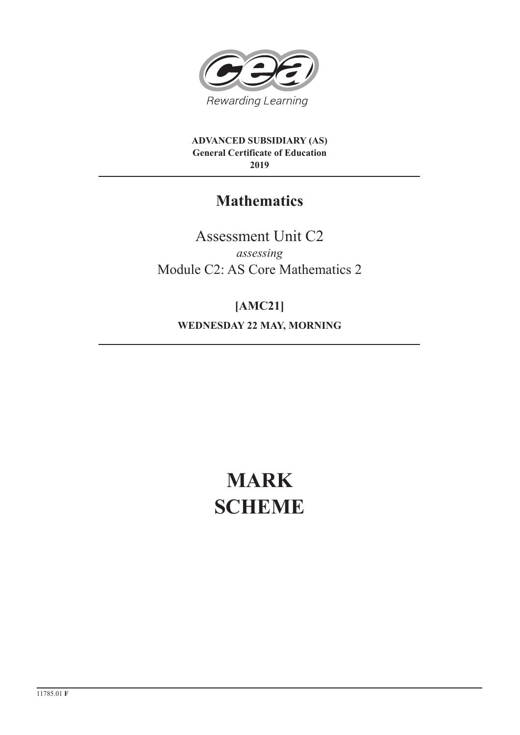Rewarding Learning

**ADVANCED SUBSIDIARY (AS)**
**General Certificate of Education**
**2019**

# Mathematics

Assessment Unit C2

*assessing*

Module C2: AS Core Mathematics 2

**[AMC21]**

**WEDNESDAY 22 MAY, MORNING**

# MARK SCHEME

11785.01 **F**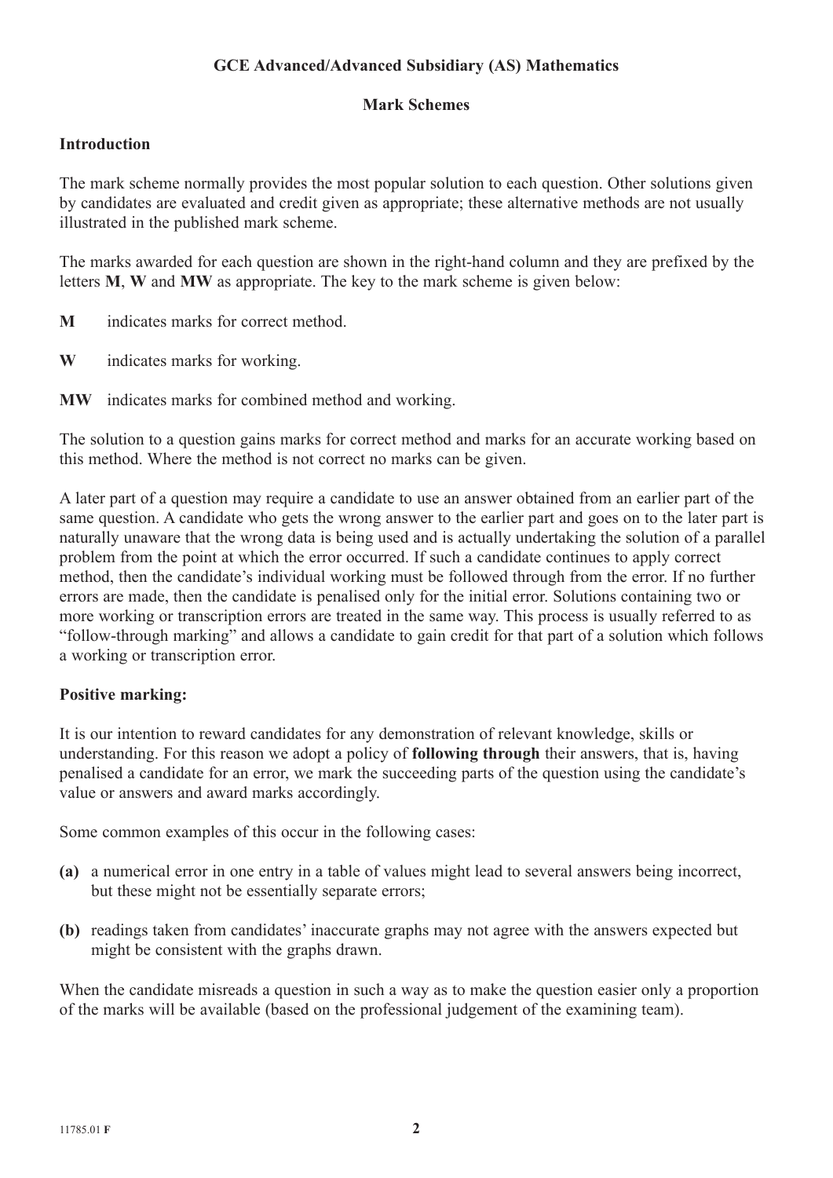# GCE Advanced/Advanced Subsidiary (AS) Mathematics

## Mark Schemes

### Introduction

The mark scheme normally provides the most popular solution to each question. Other solutions given by candidates are evaluated and credit given as appropriate; these alternative methods are not usually illustrated in the published mark scheme.

The marks awarded for each question are shown in the right-hand column and they are prefixed by the letters **M**, **W** and **MW** as appropriate. The key to the mark scheme is given below:

**M** indicates marks for correct method.

**W** indicates marks for working.

**MW** indicates marks for combined method and working.

The solution to a question gains marks for correct method and marks for an accurate working based on this method. Where the method is not correct no marks can be given.

A later part of a question may require a candidate to use an answer obtained from an earlier part of the same question. A candidate who gets the wrong answer to the earlier part and goes on to the later part is naturally unaware that the wrong data is being used and is actually undertaking the solution of a parallel problem from the point at which the error occurred. If such a candidate continues to apply correct method, then the candidate's individual working must be followed through from the error. If no further errors are made, then the candidate is penalised only for the initial error. Solutions containing two or more working or transcription errors are treated in the same way. This process is usually referred to as "follow-through marking" and allows a candidate to gain credit for that part of a solution which follows a working or transcription error.

### Positive marking:

It is our intention to reward candidates for any demonstration of relevant knowledge, skills or understanding. For this reason we adopt a policy of **following through** their answers, that is, having penalised a candidate for an error, we mark the succeeding parts of the question using the candidate's value or answers and award marks accordingly.

Some common examples of this occur in the following cases:

**(a)** a numerical error in one entry in a table of values might lead to several answers being incorrect, but these might not be essentially separate errors;

**(b)** readings taken from candidates' inaccurate graphs may not agree with the answers expected but might be consistent with the graphs drawn.

When the candidate misreads a question in such a way as to make the question easier only a proportion of the marks will be available (based on the professional judgement of the examining team).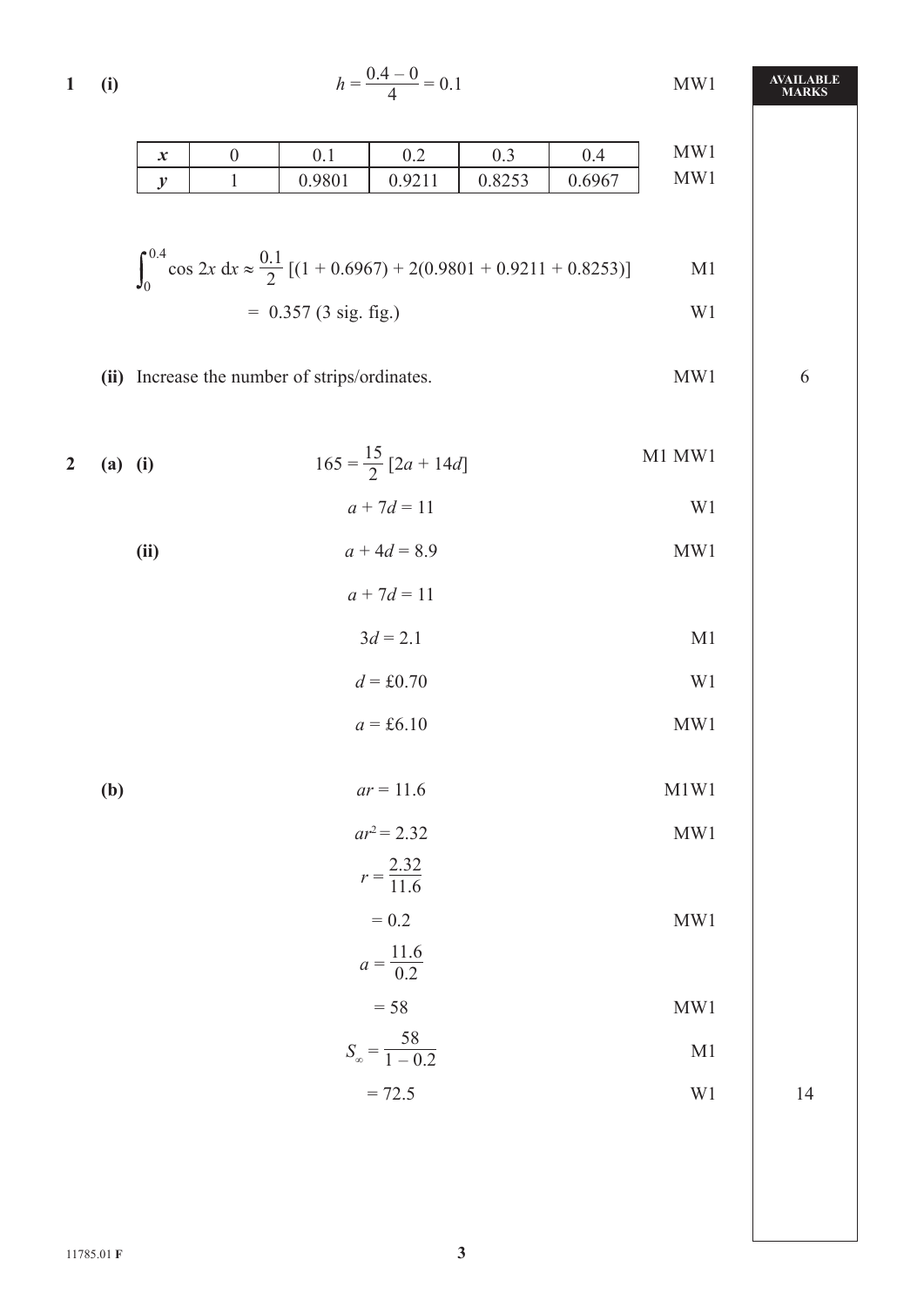**AVAILABLE MARKS**

**1 (i)**

$$h = \frac{0.4 - 0}{4} = 0.1$$ MW1

| $x$ | 0 | 0.1 | 0.2 | 0.3 | 0.4 |
|---|---|---|---|---|---|
| $y$ | 1 | 0.9801 | 0.9211 | 0.8253 | 0.6967 |

MW1
MW1

$$\int_0^{0.4} \cos 2x \, dx \approx \frac{0.1}{2} [(1 + 0.6967) + 2(0.9801 + 0.9211 + 0.8253)]$$ M1

$$= 0.357 \text{ (3 sig. fig.)}$$ W1

**(ii)** Increase the number of strips/ordinates. MW1 — **6**

**2 (a) (i)**

$$165 = \frac{15}{2} [2a + 14d]$$ M1 MW1

$$a + 7d = 11$$ W1

**(ii)**

$$a + 4d = 8.9$$ MW1

$$a + 7d = 11$$

$$3d = 2.1$$ M1

$$d = £0.70$$ W1

$$a = £6.10$$ MW1

**(b)**

$$ar = 11.6$$ M1W1

$$ar^2 = 2.32$$ MW1

$$r = \frac{2.32}{11.6}$$

$$= 0.2$$ MW1

$$a = \frac{11.6}{0.2}$$

$$= 58$$ MW1

$$S_\infty = \frac{58}{1 - 0.2}$$ M1

$$= 72.5$$ W1 — **14**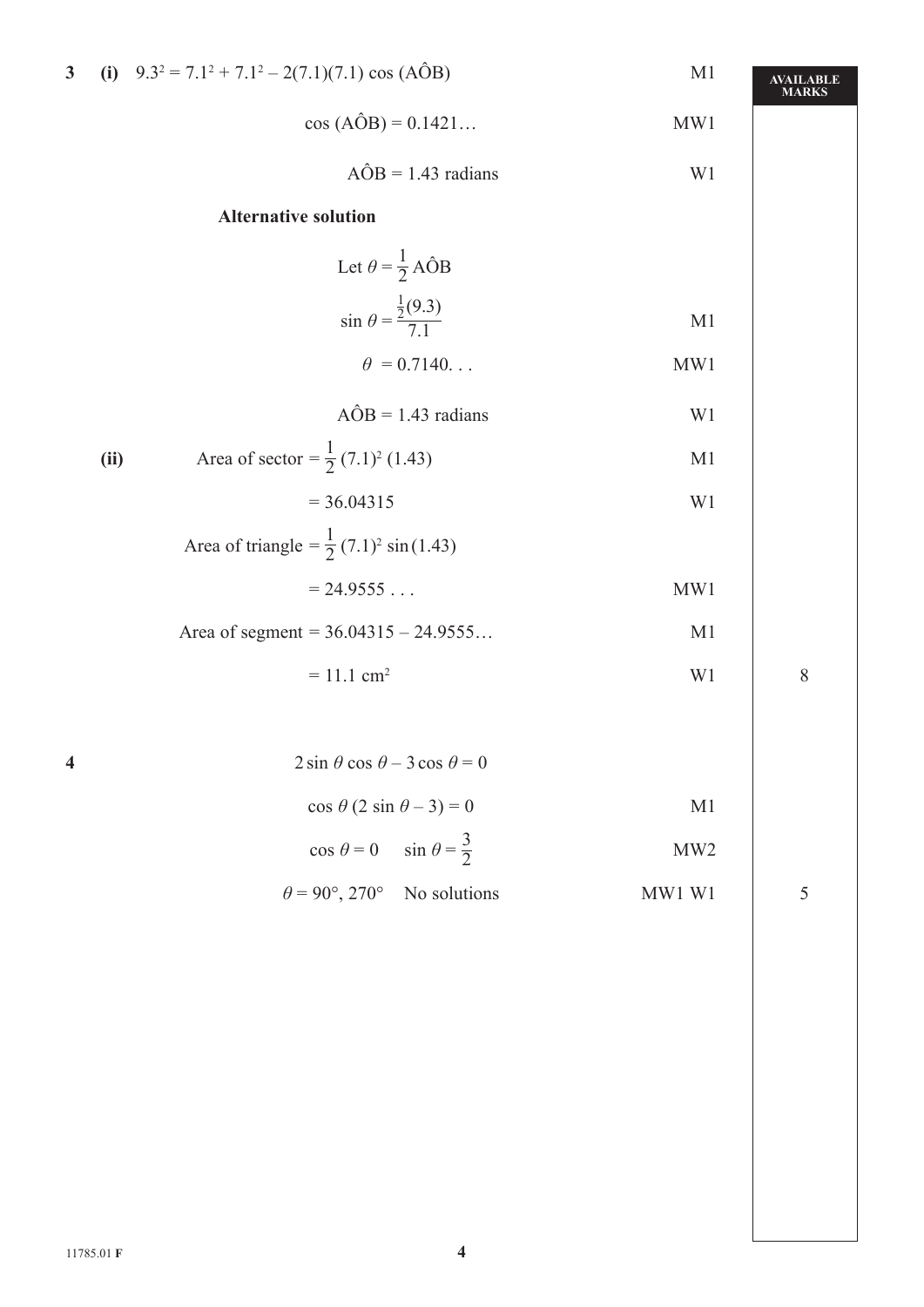| | | | | AVAILABLE MARKS |
|---|---|---|---|---|
| **3** | **(i)** | $9.3^2 = 7.1^2 + 7.1^2 - 2(7.1)(7.1)\cos(\hat{AOB})$ | M1 | |
| | | $\cos(\hat{AOB}) = 0.1421\ldots$ | MW1 | |
| | | $\hat{AOB} = 1.43$ radians | W1 | |
| | | **Alternative solution** | | |
| | | Let $\theta = \frac{1}{2}\hat{AOB}$ | | |
| | | $\sin\theta = \frac{\frac{1}{2}(9.3)}{7.1}$ | M1 | |
| | | $\theta = 0.7140\ldots$ | MW1 | |
| | | $\hat{AOB} = 1.43$ radians | W1 | |
| | **(ii)** | Area of sector $= \frac{1}{2}(7.1)^2(1.43)$ | M1 | |
| | | $= 36.04315$ | W1 | |
| | | Area of triangle $= \frac{1}{2}(7.1)^2 \sin(1.43)$ | | |
| | | $= 24.9555\ldots$ | MW1 | |
| | | Area of segment $= 36.04315 - 24.9555\ldots$ | M1 | |
| | | $= 11.1$ cm$^2$ | W1 | 8 |
| **4** | | $2\sin\theta\cos\theta - 3\cos\theta = 0$ | | |
| | | $\cos\theta(2\sin\theta - 3) = 0$ | M1 | |
| | | $\cos\theta = 0 \quad \sin\theta = \frac{3}{2}$ | MW2 | |
| | | $\theta = 90°, 270° \quad$ No solutions | MW1 W1 | 5 |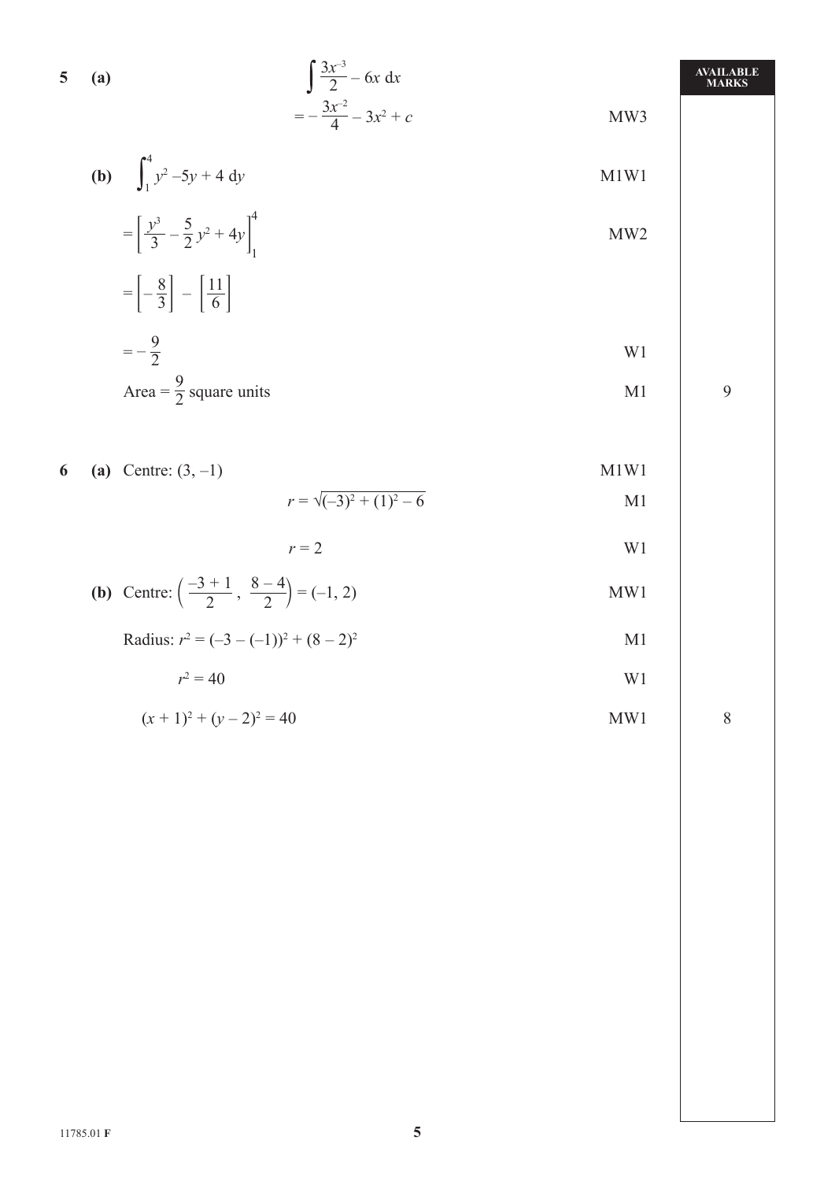**5 (a)**

$$\int \frac{3x^{-3}}{2} - 6x \, dx$$

$$= -\frac{3x^{-2}}{4} - 3x^2 + c \qquad \text{MW3}$$

**(b)** $\int_1^4 y^2 - 5y + 4 \, dy$ M1W1

$= \left[\frac{y^3}{3} - \frac{5}{2}y^2 + 4y\right]_1^4$ MW2

$= \left[-\frac{8}{3}\right] - \left[\frac{11}{6}\right]$

$= -\frac{9}{2}$ W1

Area $= \frac{9}{2}$ square units M1 — **9**

**6 (a)** Centre: $(3, -1)$ M1W1

$$r = \sqrt{(-3)^2 + (1)^2 - 6} \qquad \text{M1}$$

$$r = 2 \qquad \text{W1}$$

**(b)** Centre: $\left(\frac{-3+1}{2}, \frac{8-4}{2}\right) = (-1, 2)$ MW1

Radius: $r^2 = (-3 - (-1))^2 + (8 - 2)^2$ M1

$r^2 = 40$ W1

$(x + 1)^2 + (y - 2)^2 = 40$ MW1 — **8**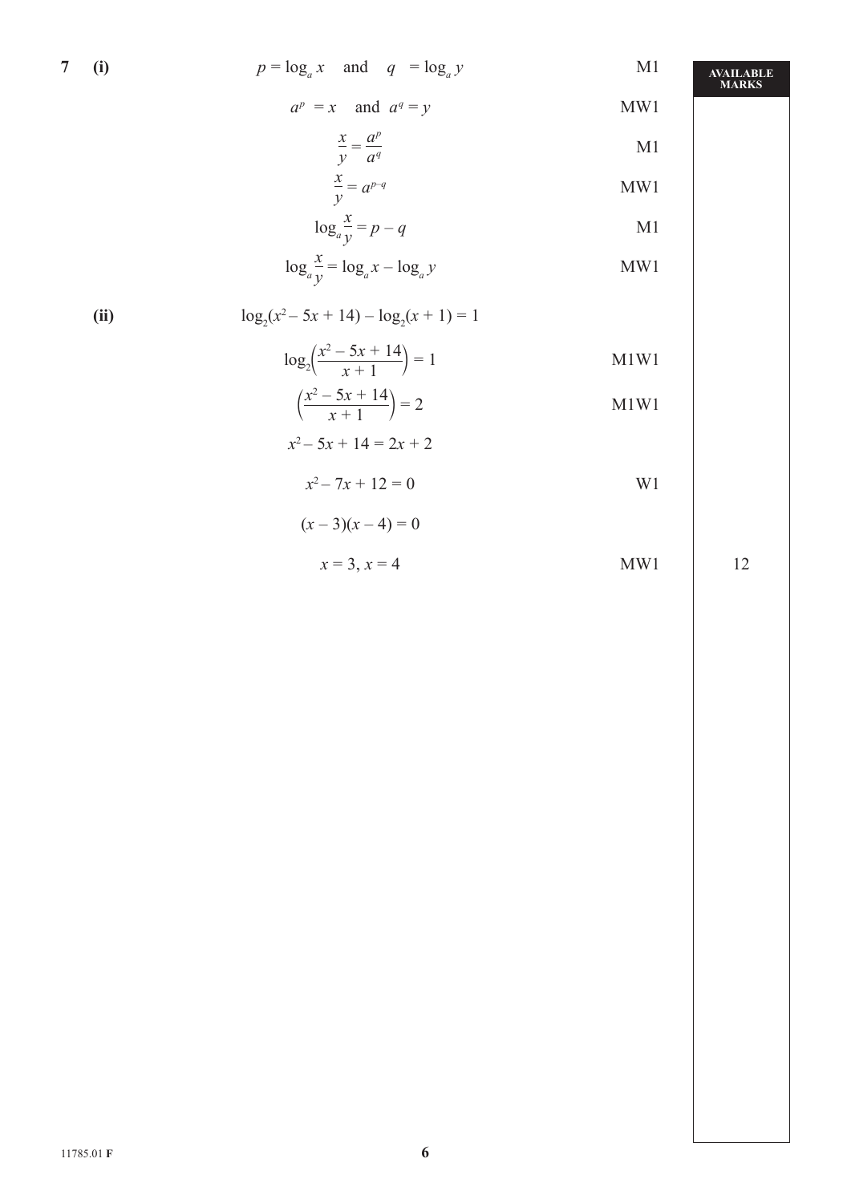| | | | | AVAILABLE MARKS |
|---|---|---|---|---|
| **7** | **(i)** | $p = \log_a x$ and $q = \log_a y$ | M1 | |
| | | $a^p = x$ and $a^q = y$ | MW1 | |
| | | $\dfrac{x}{y} = \dfrac{a^p}{a^q}$ | M1 | |
| | | $\dfrac{x}{y} = a^{p-q}$ | MW1 | |
| | | $\log_a \dfrac{x}{y} = p - q$ | M1 | |
| | | $\log_a \dfrac{x}{y} = \log_a x - \log_a y$ | MW1 | |
| | **(ii)** | $\log_2(x^2 - 5x + 14) - \log_2(x + 1) = 1$ | | |
| | | $\log_2\left(\dfrac{x^2 - 5x + 14}{x + 1}\right) = 1$ | M1W1 | |
| | | $\left(\dfrac{x^2 - 5x + 14}{x + 1}\right) = 2$ | M1W1 | |
| | | $x^2 - 5x + 14 = 2x + 2$ | | |
| | | $x^2 - 7x + 12 = 0$ | W1 | |
| | | $(x - 3)(x - 4) = 0$ | | |
| | | $x = 3, x = 4$ | MW1 | 12 |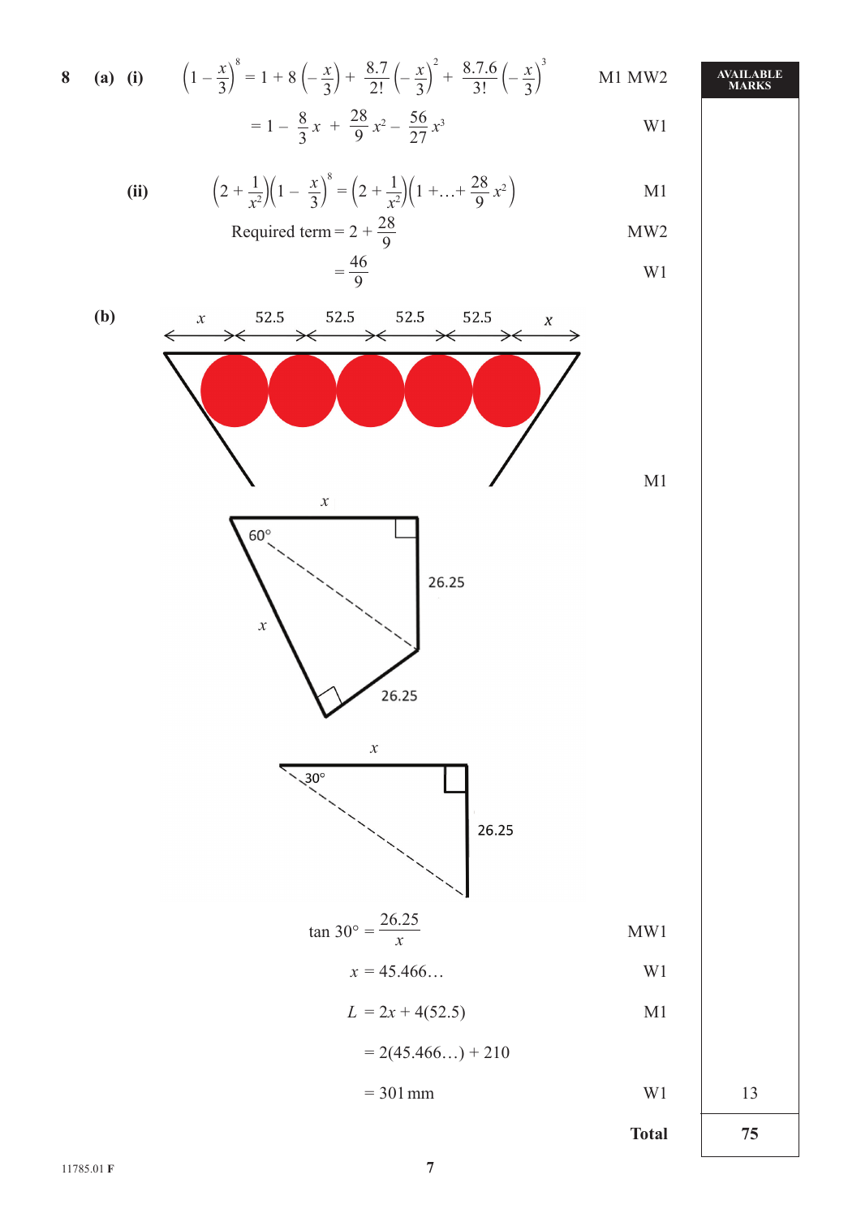**8 (a) (i)**

$$\left(1 - \frac{x}{3}\right)^8 = 1 + 8\left(-\frac{x}{3}\right) + \frac{8.7}{2!}\left(-\frac{x}{3}\right)^2 + \frac{8.7.6}{3!}\left(-\frac{x}{3}\right)^3$$ M1 MW2

$$= 1 - \frac{8}{3}x + \frac{28}{9}x^2 - \frac{56}{27}x^3$$ W1

**(ii)**

$$\left(2 + \frac{1}{x^2}\right)\left(1 - \frac{x}{3}\right)^8 = \left(2 + \frac{1}{x^2}\right)\left(1 + \ldots + \frac{28}{9}x^2\right)$$ M1

Required term $= 2 + \frac{28}{9}$ MW2

$= \frac{46}{9}$ W1

**(b)**

x 52.5 52.5 52.5 52.5 x

M1

x

60°

26.25

x

26.25

x

30°

26.25

$$\tan 30° = \frac{26.25}{x}$$ MW1

$x = 45.466\ldots$ W1

$L = 2x + 4(52.5)$ M1

$= 2(45.466\ldots) + 210$

$= 301\,\text{mm}$ W1

| | AVAILABLE MARKS |
|---|---|
| | 13 |
| **Total** | **75** |